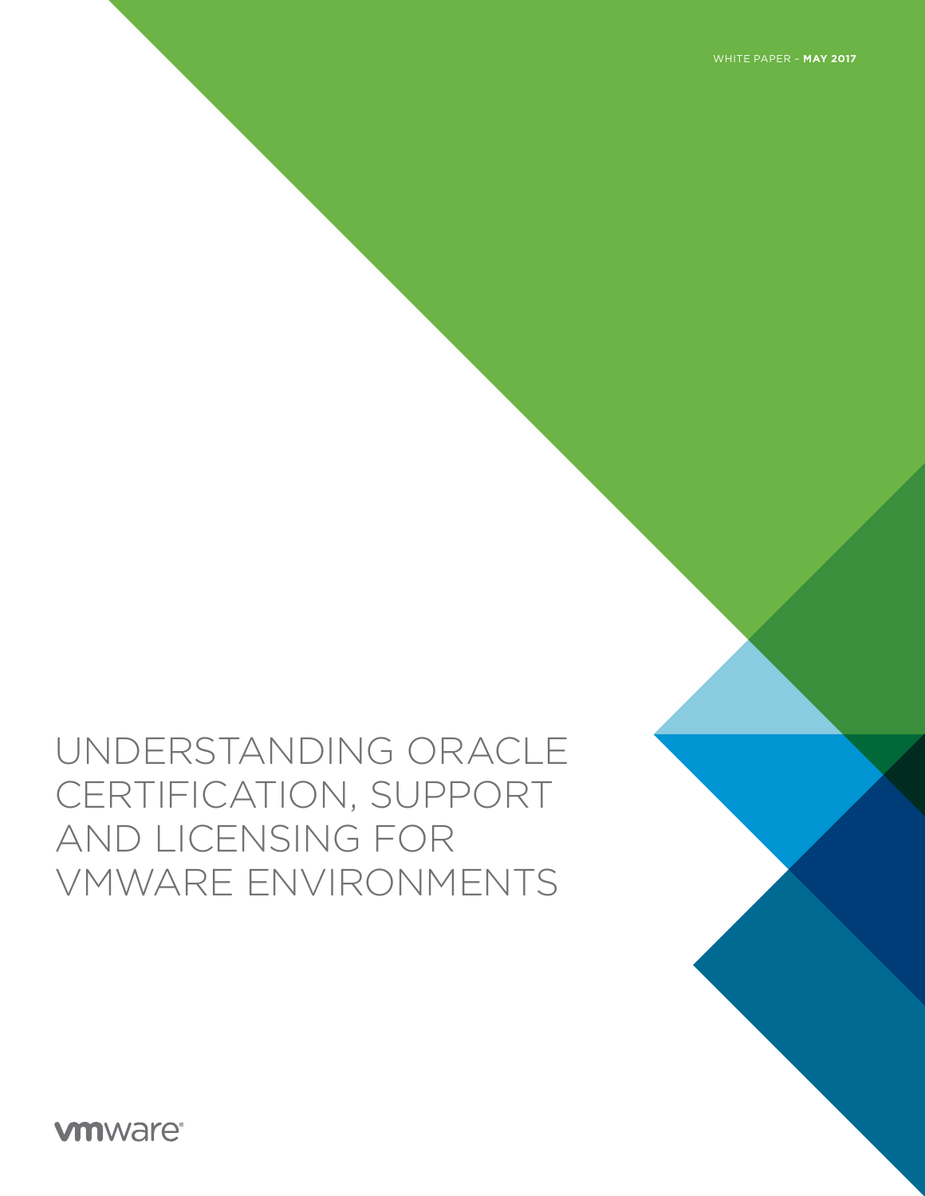WHITE PAPER – **MAY 2017**

# UNDERSTANDING ORACLE CERTIFICATION, SUPPORT AND LICENSING FOR VMWARE ENVIRONMENTS

vmware®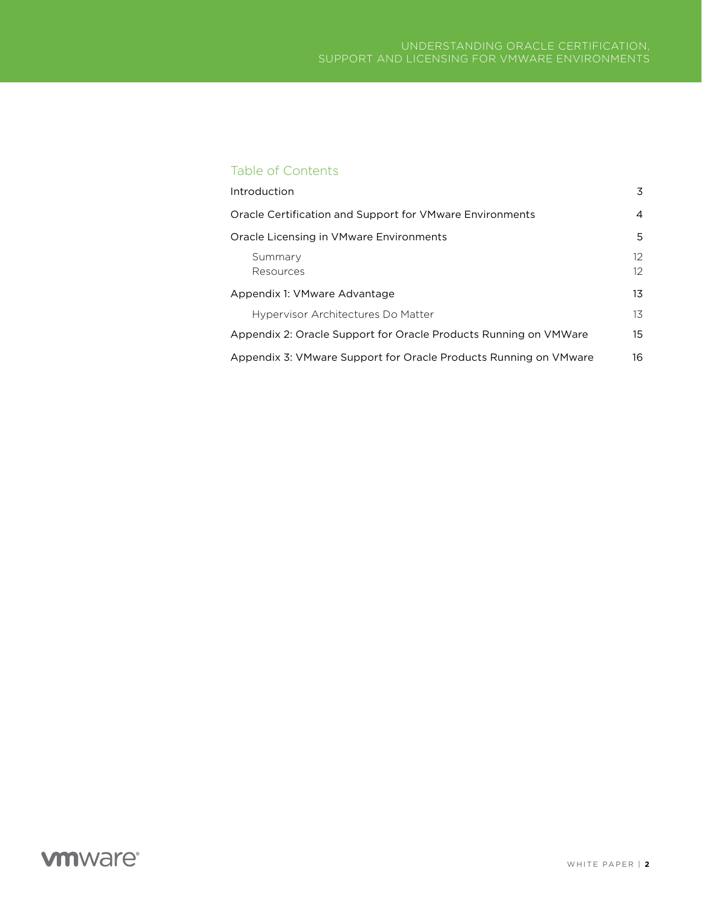## Table of Contents

| | |
|---|---|
| Introduction | 3 |
| Oracle Certification and Support for VMware Environments | 4 |
| Oracle Licensing in VMware Environments | 5 |
| &nbsp;&nbsp;&nbsp;&nbsp;Summary | 12 |
| &nbsp;&nbsp;&nbsp;&nbsp;Resources | 12 |
| Appendix 1: VMware Advantage | 13 |
| &nbsp;&nbsp;&nbsp;&nbsp;Hypervisor Architectures Do Matter | 13 |
| Appendix 2: Oracle Support for Oracle Products Running on VMWare | 15 |
| Appendix 3: VMware Support for Oracle Products Running on VMware | 16 |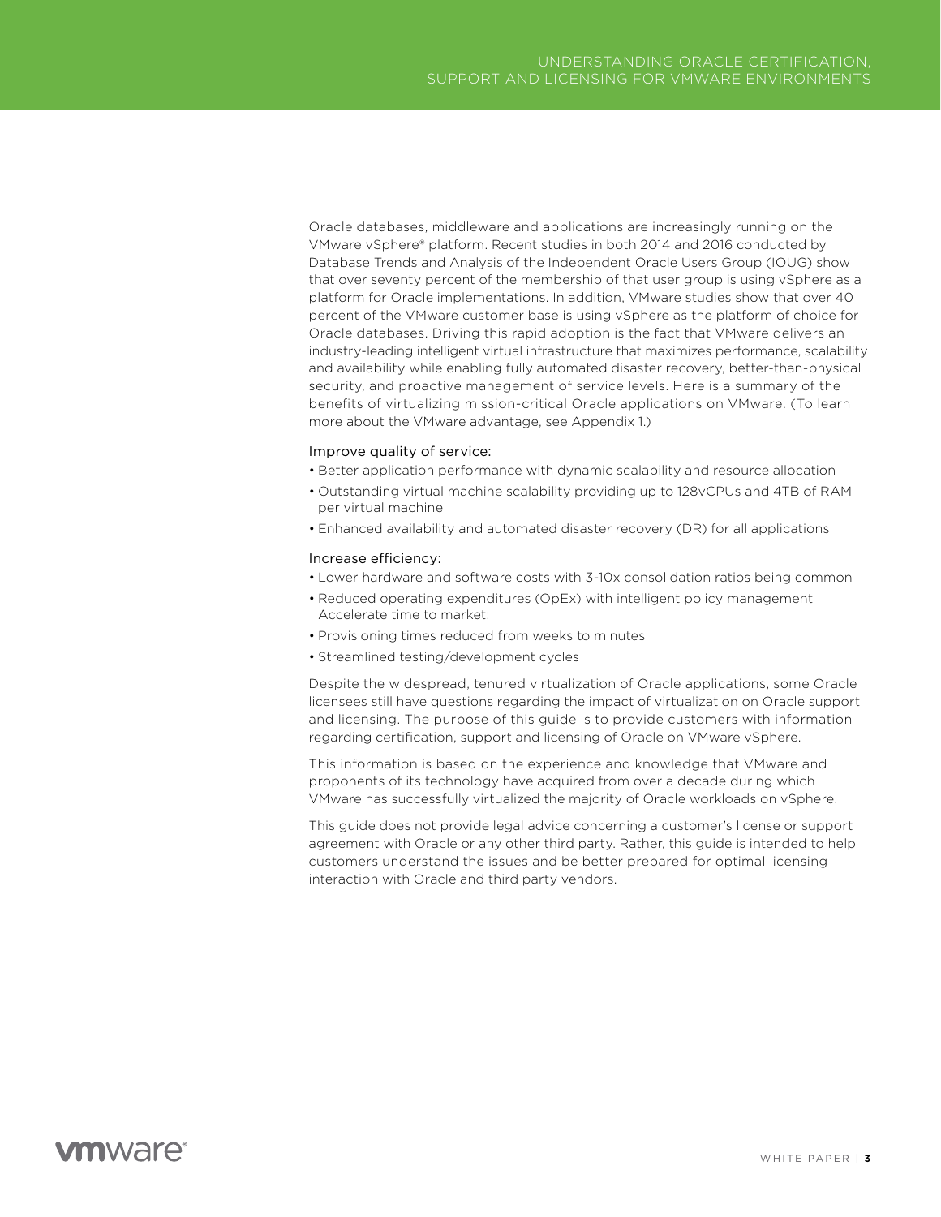Oracle databases, middleware and applications are increasingly running on the VMware vSphere® platform. Recent studies in both 2014 and 2016 conducted by Database Trends and Analysis of the Independent Oracle Users Group (IOUG) show that over seventy percent of the membership of that user group is using vSphere as a platform for Oracle implementations. In addition, VMware studies show that over 40 percent of the VMware customer base is using vSphere as the platform of choice for Oracle databases. Driving this rapid adoption is the fact that VMware delivers an industry-leading intelligent virtual infrastructure that maximizes performance, scalability and availability while enabling fully automated disaster recovery, better-than-physical security, and proactive management of service levels. Here is a summary of the benefits of virtualizing mission-critical Oracle applications on VMware. (To learn more about the VMware advantage, see Appendix 1.)

Improve quality of service:

- Better application performance with dynamic scalability and resource allocation
- Outstanding virtual machine scalability providing up to 128vCPUs and 4TB of RAM per virtual machine
- Enhanced availability and automated disaster recovery (DR) for all applications

Increase efficiency:

- Lower hardware and software costs with 3-10x consolidation ratios being common
- Reduced operating expenditures (OpEx) with intelligent policy management Accelerate time to market:
- Provisioning times reduced from weeks to minutes
- Streamlined testing/development cycles

Despite the widespread, tenured virtualization of Oracle applications, some Oracle licensees still have questions regarding the impact of virtualization on Oracle support and licensing. The purpose of this guide is to provide customers with information regarding certification, support and licensing of Oracle on VMware vSphere.

This information is based on the experience and knowledge that VMware and proponents of its technology have acquired from over a decade during which VMware has successfully virtualized the majority of Oracle workloads on vSphere.

This guide does not provide legal advice concerning a customer's license or support agreement with Oracle or any other third party. Rather, this guide is intended to help customers understand the issues and be better prepared for optimal licensing interaction with Oracle and third party vendors.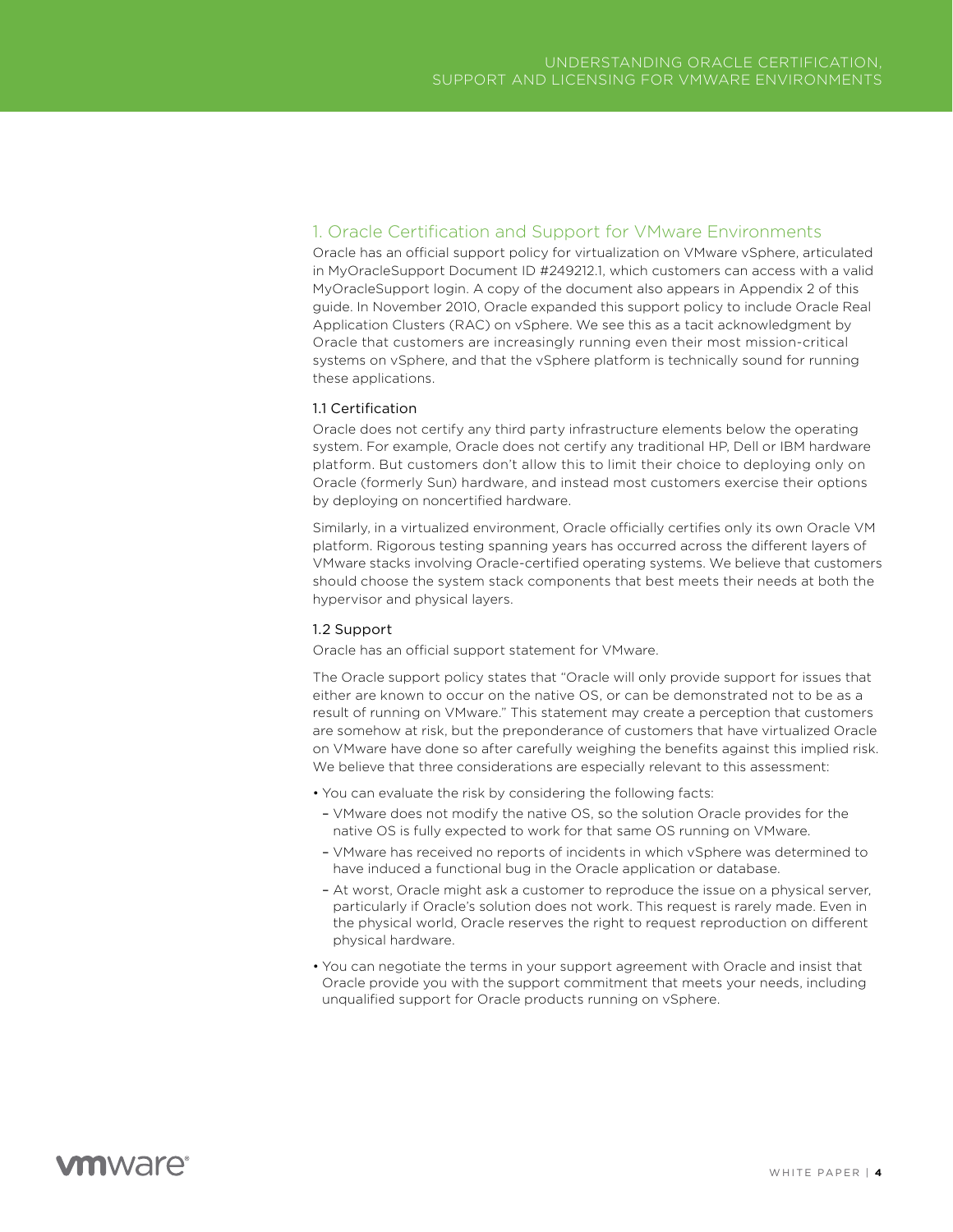## 1. Oracle Certification and Support for VMware Environments

Oracle has an official support policy for virtualization on VMware vSphere, articulated in MyOracleSupport Document ID #249212.1, which customers can access with a valid MyOracleSupport login. A copy of the document also appears in Appendix 2 of this guide. In November 2010, Oracle expanded this support policy to include Oracle Real Application Clusters (RAC) on vSphere. We see this as a tacit acknowledgment by Oracle that customers are increasingly running even their most mission-critical systems on vSphere, and that the vSphere platform is technically sound for running these applications.

### 1.1 Certification

Oracle does not certify any third party infrastructure elements below the operating system. For example, Oracle does not certify any traditional HP, Dell or IBM hardware platform. But customers don't allow this to limit their choice to deploying only on Oracle (formerly Sun) hardware, and instead most customers exercise their options by deploying on noncertified hardware.

Similarly, in a virtualized environment, Oracle officially certifies only its own Oracle VM platform. Rigorous testing spanning years has occurred across the different layers of VMware stacks involving Oracle-certified operating systems. We believe that customers should choose the system stack components that best meets their needs at both the hypervisor and physical layers.

### 1.2 Support

Oracle has an official support statement for VMware.

The Oracle support policy states that "Oracle will only provide support for issues that either are known to occur on the native OS, or can be demonstrated not to be as a result of running on VMware." This statement may create a perception that customers are somehow at risk, but the preponderance of customers that have virtualized Oracle on VMware have done so after carefully weighing the benefits against this implied risk. We believe that three considerations are especially relevant to this assessment:

- You can evaluate the risk by considering the following facts:
  - VMware does not modify the native OS, so the solution Oracle provides for the native OS is fully expected to work for that same OS running on VMware.
  - VMware has received no reports of incidents in which vSphere was determined to have induced a functional bug in the Oracle application or database.
  - At worst, Oracle might ask a customer to reproduce the issue on a physical server, particularly if Oracle's solution does not work. This request is rarely made. Even in the physical world, Oracle reserves the right to request reproduction on different physical hardware.
- You can negotiate the terms in your support agreement with Oracle and insist that Oracle provide you with the support commitment that meets your needs, including unqualified support for Oracle products running on vSphere.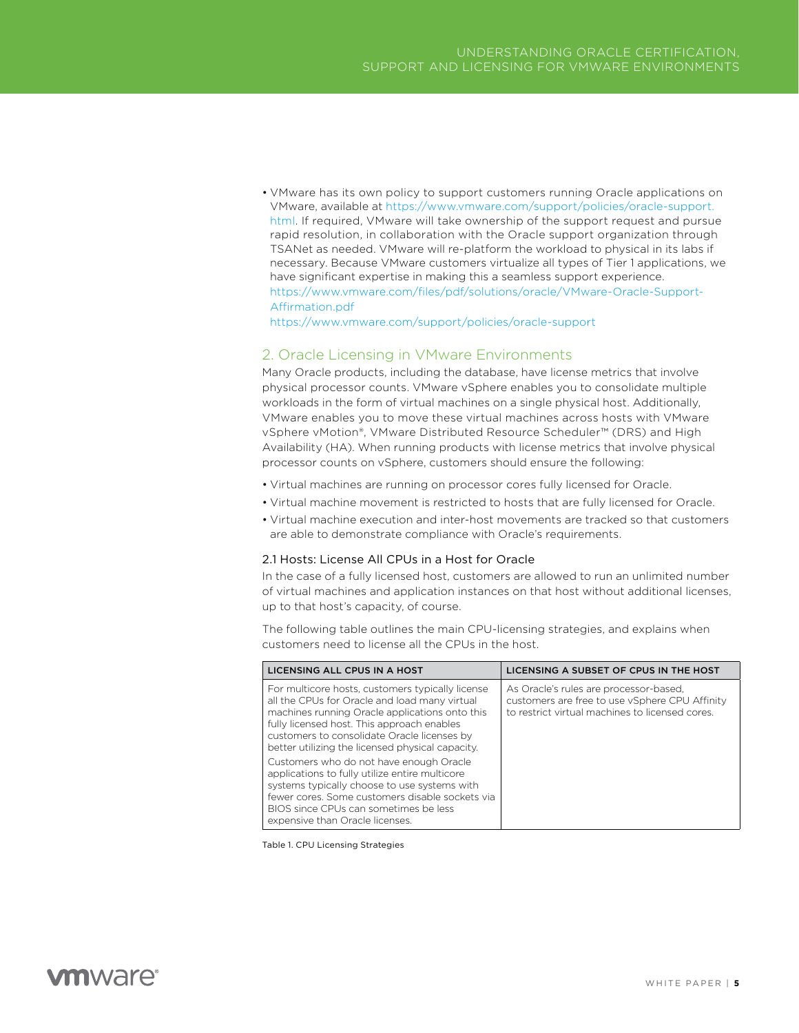- VMware has its own policy to support customers running Oracle applications on VMware, available at https://www.vmware.com/support/policies/oracle-support.html. If required, VMware will take ownership of the support request and pursue rapid resolution, in collaboration with the Oracle support organization through TSANet as needed. VMware will re-platform the workload to physical in its labs if necessary. Because VMware customers virtualize all types of Tier 1 applications, we have significant expertise in making this a seamless support experience.
  https://www.vmware.com/files/pdf/solutions/oracle/VMware-Oracle-Support-Affirmation.pdf
  https://www.vmware.com/support/policies/oracle-support

## 2. Oracle Licensing in VMware Environments

Many Oracle products, including the database, have license metrics that involve physical processor counts. VMware vSphere enables you to consolidate multiple workloads in the form of virtual machines on a single physical host. Additionally, VMware enables you to move these virtual machines across hosts with VMware vSphere vMotion®, VMware Distributed Resource Scheduler™ (DRS) and High Availability (HA). When running products with license metrics that involve physical processor counts on vSphere, customers should ensure the following:

- Virtual machines are running on processor cores fully licensed for Oracle.
- Virtual machine movement is restricted to hosts that are fully licensed for Oracle.
- Virtual machine execution and inter-host movements are tracked so that customers are able to demonstrate compliance with Oracle's requirements.

### 2.1 Hosts: License All CPUs in a Host for Oracle

In the case of a fully licensed host, customers are allowed to run an unlimited number of virtual machines and application instances on that host without additional licenses, up to that host's capacity, of course.

The following table outlines the main CPU-licensing strategies, and explains when customers need to license all the CPUs in the host.

| LICENSING ALL CPUS IN A HOST | LICENSING A SUBSET OF CPUS IN THE HOST |
|---|---|
| For multicore hosts, customers typically license all the CPUs for Oracle and load many virtual machines running Oracle applications onto this fully licensed host. This approach enables customers to consolidate Oracle licenses by better utilizing the licensed physical capacity.<br><br>Customers who do not have enough Oracle applications to fully utilize entire multicore systems typically choose to use systems with fewer cores. Some customers disable sockets via BIOS since CPUs can sometimes be less expensive than Oracle licenses. | As Oracle's rules are processor-based, customers are free to use vSphere CPU Affinity to restrict virtual machines to licensed cores. |

Table 1. CPU Licensing Strategies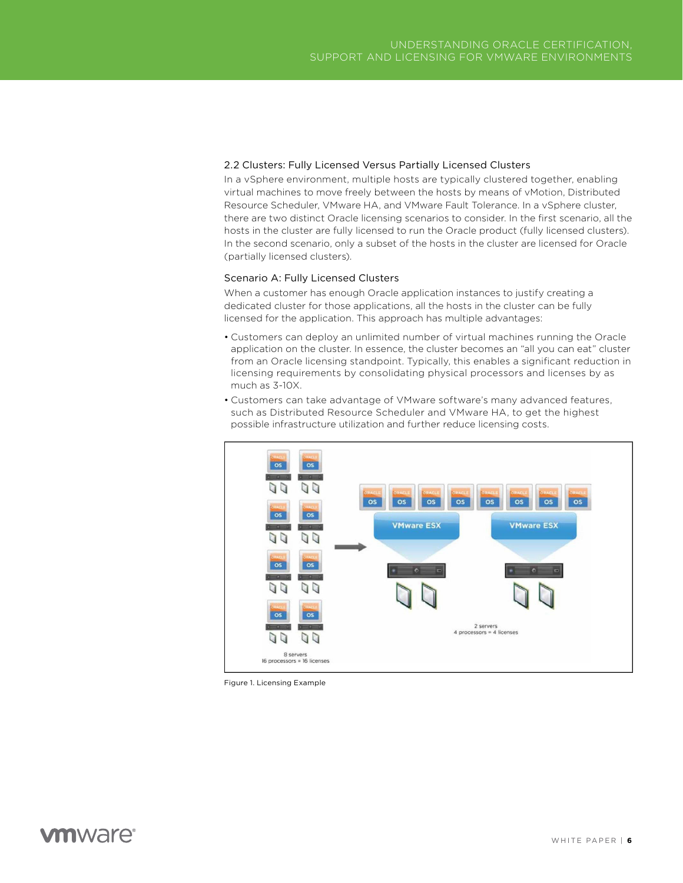### 2.2 Clusters: Fully Licensed Versus Partially Licensed Clusters

In a vSphere environment, multiple hosts are typically clustered together, enabling virtual machines to move freely between the hosts by means of vMotion, Distributed Resource Scheduler, VMware HA, and VMware Fault Tolerance. In a vSphere cluster, there are two distinct Oracle licensing scenarios to consider. In the first scenario, all the hosts in the cluster are fully licensed to run the Oracle product (fully licensed clusters). In the second scenario, only a subset of the hosts in the cluster are licensed for Oracle (partially licensed clusters).

#### Scenario A: Fully Licensed Clusters

When a customer has enough Oracle application instances to justify creating a dedicated cluster for those applications, all the hosts in the cluster can be fully licensed for the application. This approach has multiple advantages:

- Customers can deploy an unlimited number of virtual machines running the Oracle application on the cluster. In essence, the cluster becomes an "all you can eat" cluster from an Oracle licensing standpoint. Typically, this enables a significant reduction in licensing requirements by consolidating physical processors and licenses by as much as 3-10X.
- Customers can take advantage of VMware software's many advanced features, such as Distributed Resource Scheduler and VMware HA, to get the highest possible infrastructure utilization and further reduce licensing costs.

Figure 1. Licensing Example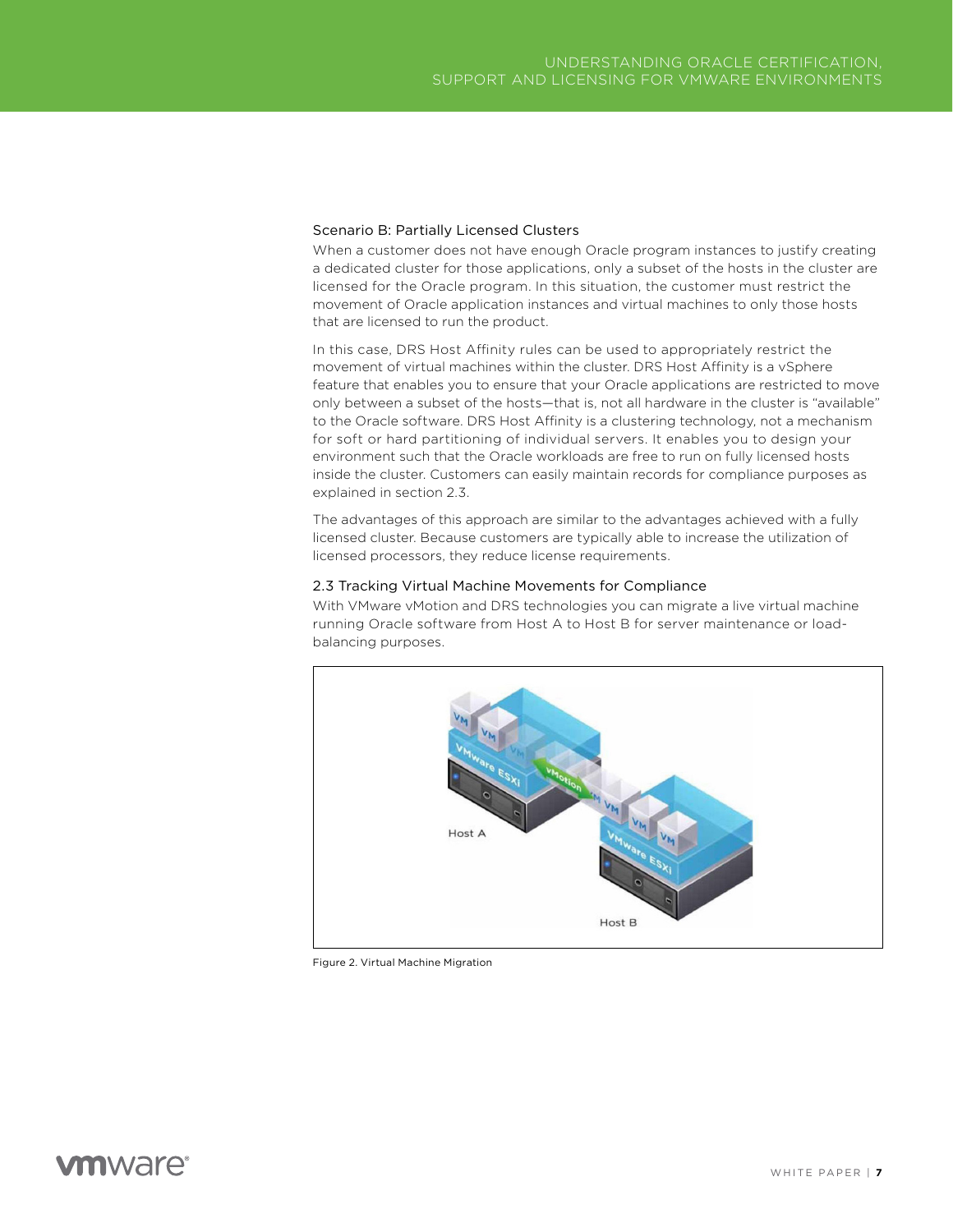### Scenario B: Partially Licensed Clusters

When a customer does not have enough Oracle program instances to justify creating a dedicated cluster for those applications, only a subset of the hosts in the cluster are licensed for the Oracle program. In this situation, the customer must restrict the movement of Oracle application instances and virtual machines to only those hosts that are licensed to run the product.

In this case, DRS Host Affinity rules can be used to appropriately restrict the movement of virtual machines within the cluster. DRS Host Affinity is a vSphere feature that enables you to ensure that your Oracle applications are restricted to move only between a subset of the hosts—that is, not all hardware in the cluster is "available" to the Oracle software. DRS Host Affinity is a clustering technology, not a mechanism for soft or hard partitioning of individual servers. It enables you to design your environment such that the Oracle workloads are free to run on fully licensed hosts inside the cluster. Customers can easily maintain records for compliance purposes as explained in section 2.3.

The advantages of this approach are similar to the advantages achieved with a fully licensed cluster. Because customers are typically able to increase the utilization of licensed processors, they reduce license requirements.

## 2.3 Tracking Virtual Machine Movements for Compliance

With VMware vMotion and DRS technologies you can migrate a live virtual machine running Oracle software from Host A to Host B for server maintenance or load-balancing purposes.

Figure 2. Virtual Machine Migration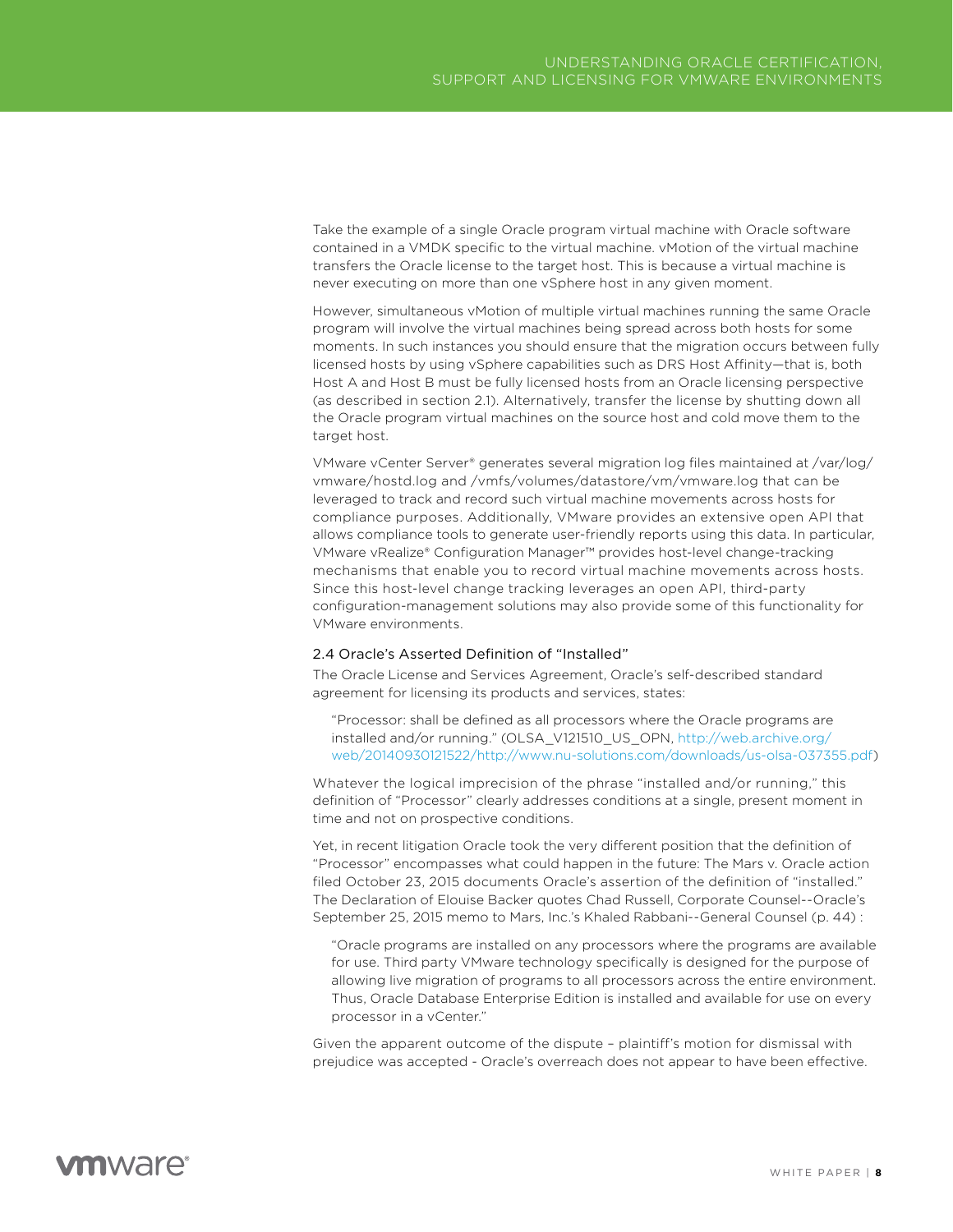Take the example of a single Oracle program virtual machine with Oracle software contained in a VMDK specific to the virtual machine. vMotion of the virtual machine transfers the Oracle license to the target host. This is because a virtual machine is never executing on more than one vSphere host in any given moment.

However, simultaneous vMotion of multiple virtual machines running the same Oracle program will involve the virtual machines being spread across both hosts for some moments. In such instances you should ensure that the migration occurs between fully licensed hosts by using vSphere capabilities such as DRS Host Affinity—that is, both Host A and Host B must be fully licensed hosts from an Oracle licensing perspective (as described in section 2.1). Alternatively, transfer the license by shutting down all the Oracle program virtual machines on the source host and cold move them to the target host.

VMware vCenter Server® generates several migration log files maintained at /var/log/vmware/hostd.log and /vmfs/volumes/datastore/vm/vmware.log that can be leveraged to track and record such virtual machine movements across hosts for compliance purposes. Additionally, VMware provides an extensive open API that allows compliance tools to generate user-friendly reports using this data. In particular, VMware vRealize® Configuration Manager™ provides host-level change-tracking mechanisms that enable you to record virtual machine movements across hosts. Since this host-level change tracking leverages an open API, third-party configuration-management solutions may also provide some of this functionality for VMware environments.

### 2.4 Oracle's Asserted Definition of "Installed"

The Oracle License and Services Agreement, Oracle's self-described standard agreement for licensing its products and services, states:

> "Processor: shall be defined as all processors where the Oracle programs are installed and/or running." (OLSA_V121510_US_OPN, http://web.archive.org/web/20140930121522/http://www.nu-solutions.com/downloads/us-olsa-037355.pdf)

Whatever the logical imprecision of the phrase "installed and/or running," this definition of "Processor" clearly addresses conditions at a single, present moment in time and not on prospective conditions.

Yet, in recent litigation Oracle took the very different position that the definition of "Processor" encompasses what could happen in the future: The Mars v. Oracle action filed October 23, 2015 documents Oracle's assertion of the definition of "installed." The Declaration of Elouise Backer quotes Chad Russell, Corporate Counsel--Oracle's September 25, 2015 memo to Mars, Inc.'s Khaled Rabbani--General Counsel (p. 44) :

> "Oracle programs are installed on any processors where the programs are available for use. Third party VMware technology specifically is designed for the purpose of allowing live migration of programs to all processors across the entire environment. Thus, Oracle Database Enterprise Edition is installed and available for use on every processor in a vCenter."

Given the apparent outcome of the dispute – plaintiff's motion for dismissal with prejudice was accepted - Oracle's overreach does not appear to have been effective.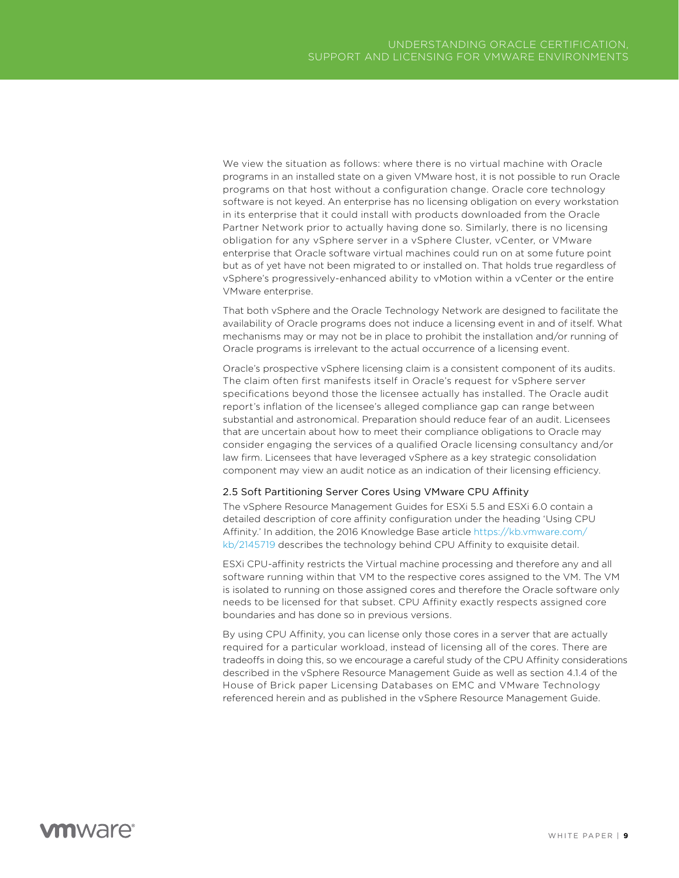We view the situation as follows: where there is no virtual machine with Oracle programs in an installed state on a given VMware host, it is not possible to run Oracle programs on that host without a configuration change. Oracle core technology software is not keyed. An enterprise has no licensing obligation on every workstation in its enterprise that it could install with products downloaded from the Oracle Partner Network prior to actually having done so. Similarly, there is no licensing obligation for any vSphere server in a vSphere Cluster, vCenter, or VMware enterprise that Oracle software virtual machines could run on at some future point but as of yet have not been migrated to or installed on. That holds true regardless of vSphere's progressively-enhanced ability to vMotion within a vCenter or the entire VMware enterprise.

That both vSphere and the Oracle Technology Network are designed to facilitate the availability of Oracle programs does not induce a licensing event in and of itself. What mechanisms may or may not be in place to prohibit the installation and/or running of Oracle programs is irrelevant to the actual occurrence of a licensing event.

Oracle's prospective vSphere licensing claim is a consistent component of its audits. The claim often first manifests itself in Oracle's request for vSphere server specifications beyond those the licensee actually has installed. The Oracle audit report's inflation of the licensee's alleged compliance gap can range between substantial and astronomical. Preparation should reduce fear of an audit. Licensees that are uncertain about how to meet their compliance obligations to Oracle may consider engaging the services of a qualified Oracle licensing consultancy and/or law firm. Licensees that have leveraged vSphere as a key strategic consolidation component may view an audit notice as an indication of their licensing efficiency.

### 2.5 Soft Partitioning Server Cores Using VMware CPU Affinity

The vSphere Resource Management Guides for ESXi 5.5 and ESXi 6.0 contain a detailed description of core affinity configuration under the heading 'Using CPU Affinity.' In addition, the 2016 Knowledge Base article https://kb.vmware.com/kb/2145719 describes the technology behind CPU Affinity to exquisite detail.

ESXi CPU-affinity restricts the Virtual machine processing and therefore any and all software running within that VM to the respective cores assigned to the VM. The VM is isolated to running on those assigned cores and therefore the Oracle software only needs to be licensed for that subset. CPU Affinity exactly respects assigned core boundaries and has done so in previous versions.

By using CPU Affinity, you can license only those cores in a server that are actually required for a particular workload, instead of licensing all of the cores. There are tradeoffs in doing this, so we encourage a careful study of the CPU Affinity considerations described in the vSphere Resource Management Guide as well as section 4.1.4 of the House of Brick paper Licensing Databases on EMC and VMware Technology referenced herein and as published in the vSphere Resource Management Guide.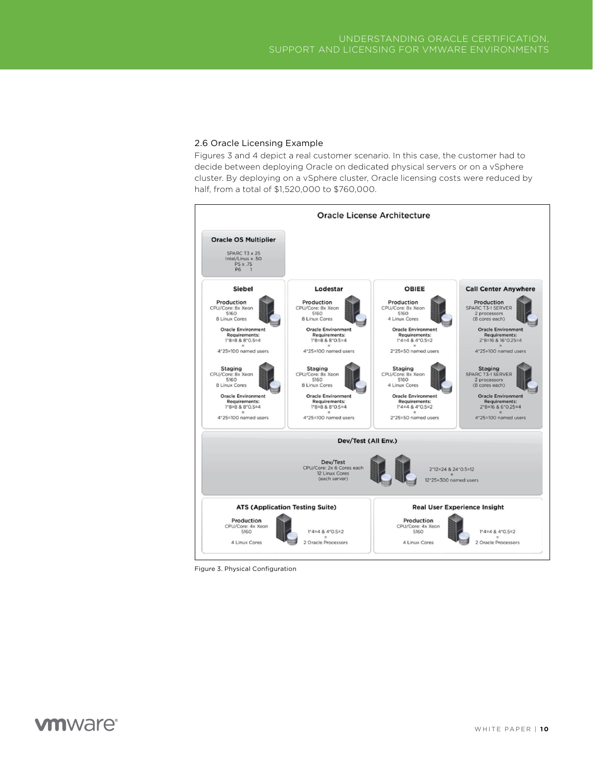### 2.6 Oracle Licensing Example

Figures 3 and 4 depict a real customer scenario. In this case, the customer had to decide between deploying Oracle on dedicated physical servers or on a vSphere cluster. By deploying on a vSphere cluster, Oracle licensing costs were reduced by half, from a total of $1,520,000 to $760,000.

**Oracle License Architecture**

**Oracle OS Multiplier**

SPARC T3 x 25
Intel/Linus x .50
P5 x .75
P6 1

**Siebel**

Production
CPU/Core: 8x Xeon 5160
8 Linux Cores

Oracle Environment Requirements:
1*8=8 & 8*0.5=4
=
4*25=100 named users

Staging
CPU/Core: 8x Xeon 5160
8 Linux Cores

Oracle Environment Requirements:
1*8=8 & 8*0.5=4
=
4*25=100 named users

**Lodestar**

Production
CPU/Core: 8x Xeon 5160
8 Linux Cores

Oracle Environment Requirements:
1*8=8 & 8*0.5=4
=
4*25=100 named users

Staging
CPU/Core: 8x Xeon 5160
8 Linux Cores

Oracle Environment Requirements:
1*8=8 & 8*0.5=4
=
4*25=100 named users

**OBIEE**

Production
CPU/Core: 8x Xeon 5160
4 Linux Cores

Oracle Environment Requirements:
1*4=4 & 4*0.5=2
=
2*25=50 named users

Staging
CPU/Core: 8x Xeon 5160
4 Linux Cores

Oracle Environment Requirements:
1*4=4 & 4*0.5=2
=
2*25=50 named users

**Call Center Anywhere**

Production
SPARC T3-1 SERVER
2 processors
(8 cores each)

Oracle Environment Requirements:
2*8=16 & 16*0.25=4
=
4*25=100 named users

Staging
SPARC T3-1 SERVER
2 processors
(8 cores each)

Oracle Environment Requirements:
2*8=16 & 6*0.25=4
=
4*25=100 named users

**Dev/Test (All Env.)**

Dev/Test
CPU/Core: 2x 6 Cores each
12 Linux Cores
(each server)

2*12=24 & 24*0.5=12
=
12*25=300 named users

**ATS (Application Testing Suite)**

Production
CPU/Core: 4x Xeon 5160
4 Linux Cores

1*4=4 & 4*0.5=2
=
2 Oracle Processors

**Real User Experience Insight**

Production
CPU/Core: 4x Xeon 5160
4 Linux Cores

1*4=4 & 4*0.5=2
=
2 Oracle Processors

Figure 3. Physical Configuration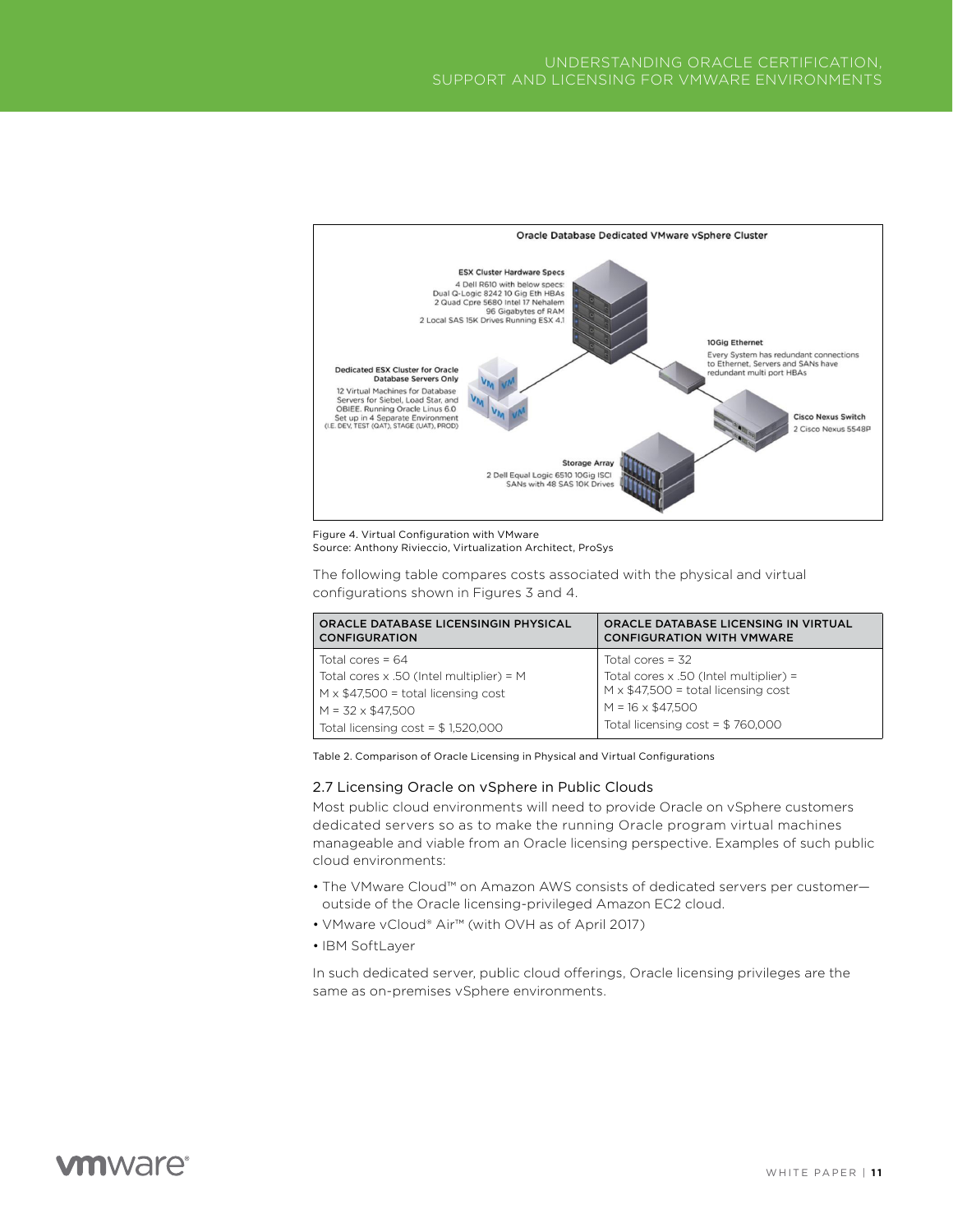Figure 4. Virtual Configuration with VMware
Source: Anthony Rivieccio, Virtualization Architect, ProSys

The following table compares costs associated with the physical and virtual configurations shown in Figures 3 and 4.

| ORACLE DATABASE LICENSINGIN PHYSICAL CONFIGURATION | ORACLE DATABASE LICENSING IN VIRTUAL CONFIGURATION WITH VMWARE |
|---|---|
| Total cores = 64<br>Total cores x .50 (Intel multiplier) = M<br>M x $47,500 = total licensing cost<br>M = 32 x $47,500<br>Total licensing cost = $ 1,520,000 | Total cores = 32<br>Total cores x .50 (Intel multiplier) = M x $47,500 = total licensing cost<br>M = 16 x $47,500<br>Total licensing cost = $ 760,000 |

Table 2. Comparison of Oracle Licensing in Physical and Virtual Configurations

### 2.7 Licensing Oracle on vSphere in Public Clouds

Most public cloud environments will need to provide Oracle on vSphere customers dedicated servers so as to make the running Oracle program virtual machines manageable and viable from an Oracle licensing perspective. Examples of such public cloud environments:

- The VMware Cloud™ on Amazon AWS consists of dedicated servers per customer—outside of the Oracle licensing-privileged Amazon EC2 cloud.
- VMware vCloud® Air™ (with OVH as of April 2017)
- IBM SoftLayer

In such dedicated server, public cloud offerings, Oracle licensing privileges are the same as on-premises vSphere environments.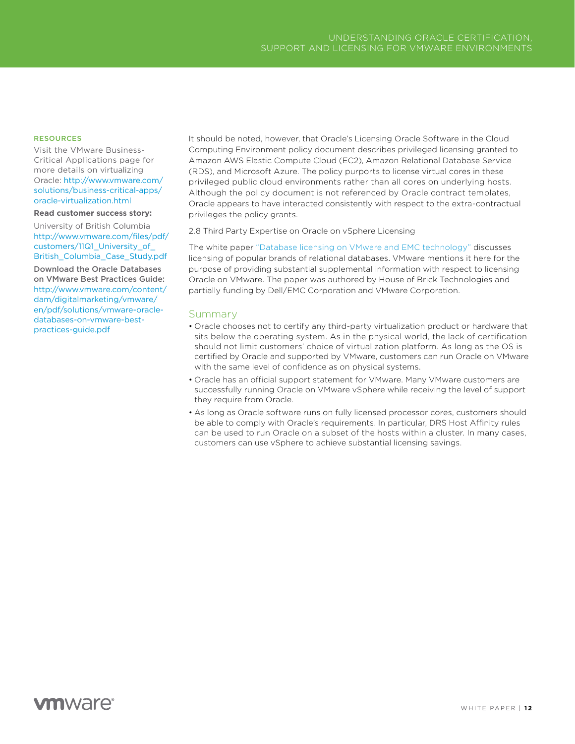It should be noted, however, that Oracle's Licensing Oracle Software in the Cloud Computing Environment policy document describes privileged licensing granted to Amazon AWS Elastic Compute Cloud (EC2), Amazon Relational Database Service (RDS), and Microsoft Azure. The policy purports to license virtual cores in these privileged public cloud environments rather than all cores on underlying hosts. Although the policy document is not referenced by Oracle contract templates, Oracle appears to have interacted consistently with respect to the extra-contractual privileges the policy grants.

2.8 Third Party Expertise on Oracle on vSphere Licensing

The white paper "Database licensing on VMware and EMC technology" discusses licensing of popular brands of relational databases. VMware mentions it here for the purpose of providing substantial supplemental information with respect to licensing Oracle on VMware. The paper was authored by House of Brick Technologies and partially funding by Dell/EMC Corporation and VMware Corporation.

## Summary

- Oracle chooses not to certify any third-party virtualization product or hardware that sits below the operating system. As in the physical world, the lack of certification should not limit customers' choice of virtualization platform. As long as the OS is certified by Oracle and supported by VMware, customers can run Oracle on VMware with the same level of confidence as on physical systems.
- Oracle has an official support statement for VMware. Many VMware customers are successfully running Oracle on VMware vSphere while receiving the level of support they require from Oracle.
- As long as Oracle software runs on fully licensed processor cores, customers should be able to comply with Oracle's requirements. In particular, DRS Host Affinity rules can be used to run Oracle on a subset of the hosts within a cluster. In many cases, customers can use vSphere to achieve substantial licensing savings.

**RESOURCES**

Visit the VMware Business-Critical Applications page for more details on virtualizing Oracle: http://www.vmware.com/solutions/business-critical-apps/oracle-virtualization.html

**Read customer success story:**

University of British Columbia http://www.vmware.com/files/pdf/customers/11Q1_University_of_British_Columbia_Case_Study.pdf

**Download the Oracle Databases on VMware Best Practices Guide:** http://www.vmware.com/content/dam/digitalmarketing/vmware/en/pdf/solutions/vmware-oracle-databases-on-vmware-best-practices-guide.pdf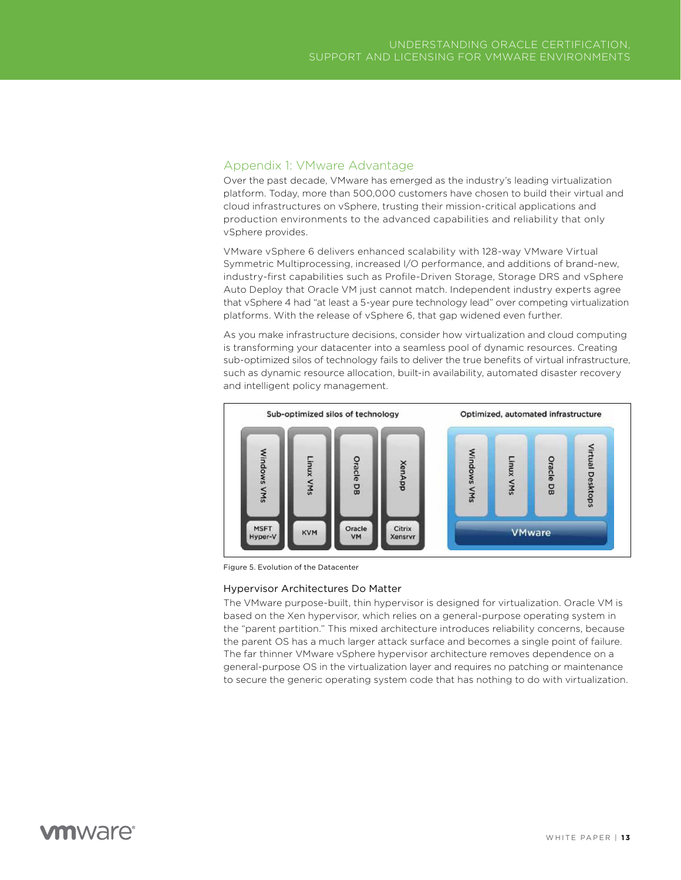## Appendix 1: VMware Advantage

Over the past decade, VMware has emerged as the industry's leading virtualization platform. Today, more than 500,000 customers have chosen to build their virtual and cloud infrastructures on vSphere, trusting their mission-critical applications and production environments to the advanced capabilities and reliability that only vSphere provides.

VMware vSphere 6 delivers enhanced scalability with 128-way VMware Virtual Symmetric Multiprocessing, increased I/O performance, and additions of brand-new, industry-first capabilities such as Profile-Driven Storage, Storage DRS and vSphere Auto Deploy that Oracle VM just cannot match. Independent industry experts agree that vSphere 4 had "at least a 5-year pure technology lead" over competing virtualization platforms. With the release of vSphere 6, that gap widened even further.

As you make infrastructure decisions, consider how virtualization and cloud computing is transforming your datacenter into a seamless pool of dynamic resources. Creating sub-optimized silos of technology fails to deliver the true benefits of virtual infrastructure, such as dynamic resource allocation, built-in availability, automated disaster recovery and intelligent policy management.

Figure 5. Evolution of the Datacenter

### Hypervisor Architectures Do Matter

The VMware purpose-built, thin hypervisor is designed for virtualization. Oracle VM is based on the Xen hypervisor, which relies on a general-purpose operating system in the "parent partition." This mixed architecture introduces reliability concerns, because the parent OS has a much larger attack surface and becomes a single point of failure. The far thinner VMware vSphere hypervisor architecture removes dependence on a general-purpose OS in the virtualization layer and requires no patching or maintenance to secure the generic operating system code that has nothing to do with virtualization.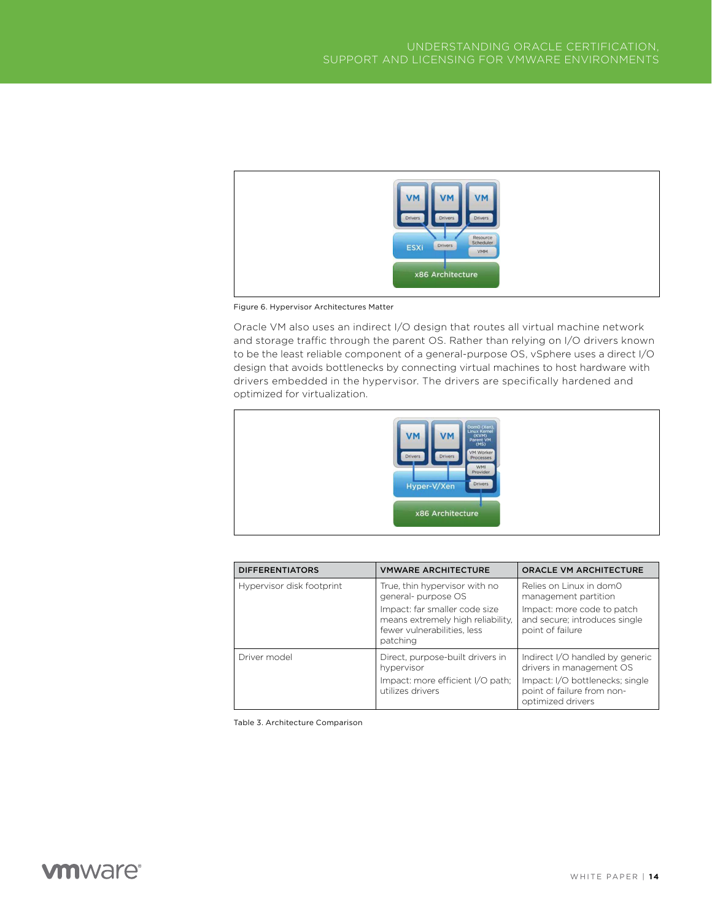Figure 6. Hypervisor Architectures Matter

Oracle VM also uses an indirect I/O design that routes all virtual machine network and storage traffic through the parent OS. Rather than relying on I/O drivers known to be the least reliable component of a general-purpose OS, vSphere uses a direct I/O design that avoids bottlenecks by connecting virtual machines to host hardware with drivers embedded in the hypervisor. The drivers are specifically hardened and optimized for virtualization.

| DIFFERENTIATORS | VMWARE ARCHITECTURE | ORACLE VM ARCHITECTURE |
| --- | --- | --- |
| Hypervisor disk footprint | True, thin hypervisor with no general- purpose OS<br>Impact: far smaller code size means extremely high reliability, fewer vulnerabilities, less patching | Relies on Linux in dom0 management partition<br>Impact: more code to patch and secure; introduces single point of failure |
| Driver model | Direct, purpose-built drivers in hypervisor<br>Impact: more efficient I/O path; utilizes drivers | Indirect I/O handled by generic drivers in management OS<br>Impact: I/O bottlenecks; single point of failure from non-optimized drivers |

Table 3. Architecture Comparison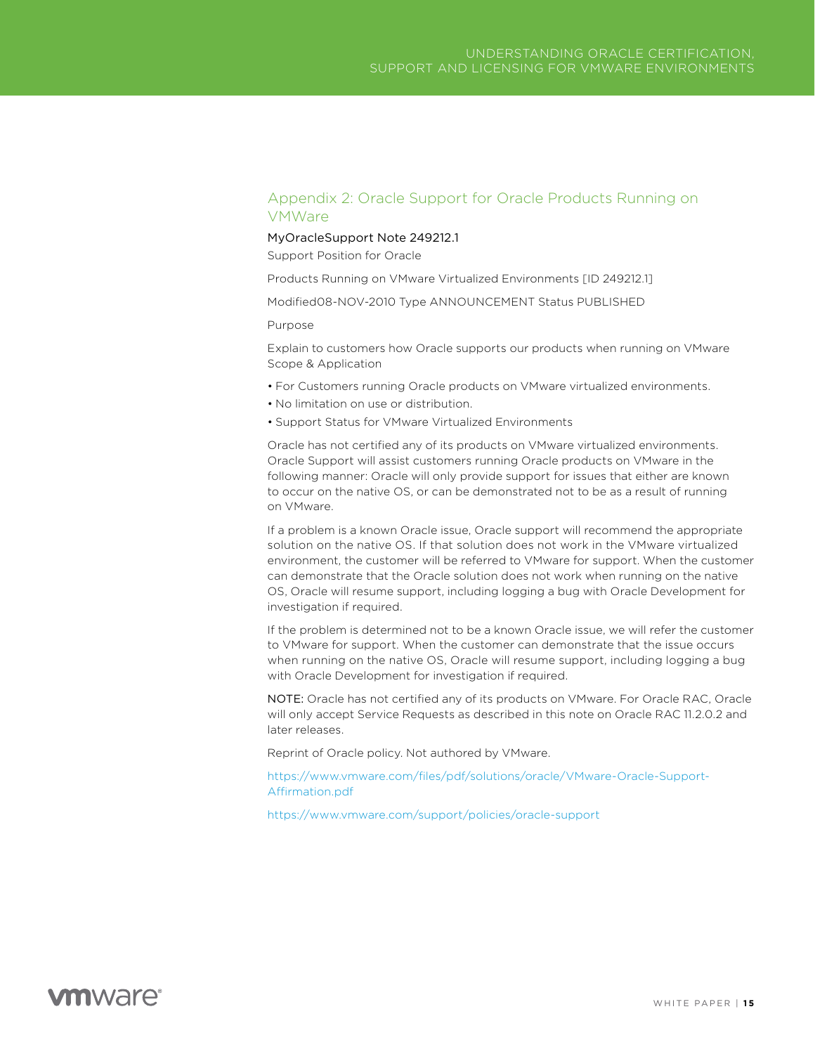## Appendix 2: Oracle Support for Oracle Products Running on VMWare

MyOracleSupport Note 249212.1

Support Position for Oracle

Products Running on VMware Virtualized Environments [ID 249212.1]

Modified08-NOV-2010 Type ANNOUNCEMENT Status PUBLISHED

Purpose

Explain to customers how Oracle supports our products when running on VMware Scope & Application

- For Customers running Oracle products on VMware virtualized environments.
- No limitation on use or distribution.
- Support Status for VMware Virtualized Environments

Oracle has not certified any of its products on VMware virtualized environments. Oracle Support will assist customers running Oracle products on VMware in the following manner: Oracle will only provide support for issues that either are known to occur on the native OS, or can be demonstrated not to be as a result of running on VMware.

If a problem is a known Oracle issue, Oracle support will recommend the appropriate solution on the native OS. If that solution does not work in the VMware virtualized environment, the customer will be referred to VMware for support. When the customer can demonstrate that the Oracle solution does not work when running on the native OS, Oracle will resume support, including logging a bug with Oracle Development for investigation if required.

If the problem is determined not to be a known Oracle issue, we will refer the customer to VMware for support. When the customer can demonstrate that the issue occurs when running on the native OS, Oracle will resume support, including logging a bug with Oracle Development for investigation if required.

NOTE: Oracle has not certified any of its products on VMware. For Oracle RAC, Oracle will only accept Service Requests as described in this note on Oracle RAC 11.2.0.2 and later releases.

Reprint of Oracle policy. Not authored by VMware.

https://www.vmware.com/files/pdf/solutions/oracle/VMware-Oracle-Support-Affirmation.pdf

https://www.vmware.com/support/policies/oracle-support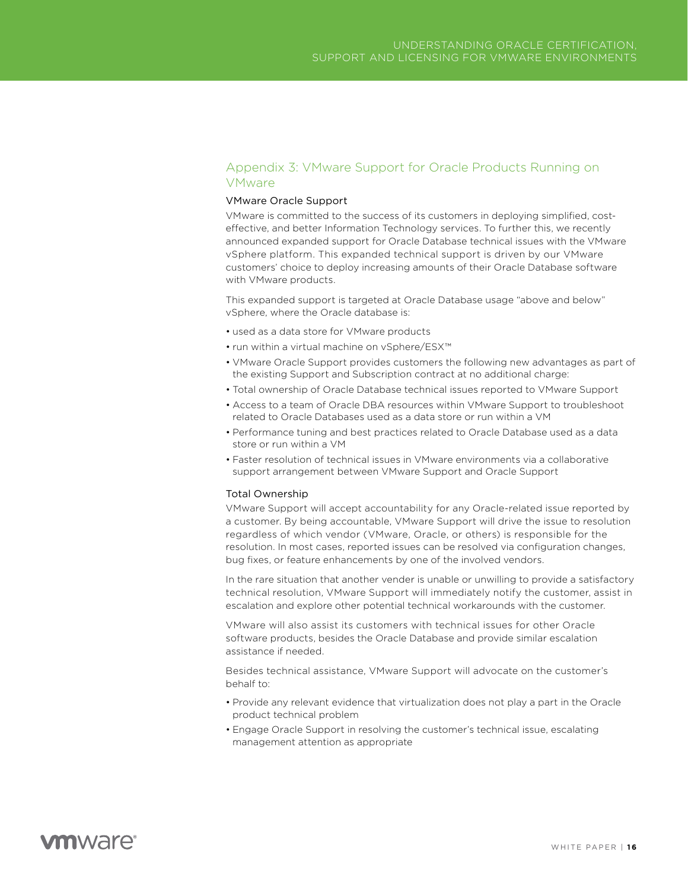## Appendix 3: VMware Support for Oracle Products Running on VMware

### VMware Oracle Support

VMware is committed to the success of its customers in deploying simplified, cost-effective, and better Information Technology services. To further this, we recently announced expanded support for Oracle Database technical issues with the VMware vSphere platform. This expanded technical support is driven by our VMware customers' choice to deploy increasing amounts of their Oracle Database software with VMware products.

This expanded support is targeted at Oracle Database usage "above and below" vSphere, where the Oracle database is:

- used as a data store for VMware products
- run within a virtual machine on vSphere/ESX™
- VMware Oracle Support provides customers the following new advantages as part of the existing Support and Subscription contract at no additional charge:
- Total ownership of Oracle Database technical issues reported to VMware Support
- Access to a team of Oracle DBA resources within VMware Support to troubleshoot related to Oracle Databases used as a data store or run within a VM
- Performance tuning and best practices related to Oracle Database used as a data store or run within a VM
- Faster resolution of technical issues in VMware environments via a collaborative support arrangement between VMware Support and Oracle Support

### Total Ownership

VMware Support will accept accountability for any Oracle-related issue reported by a customer. By being accountable, VMware Support will drive the issue to resolution regardless of which vendor (VMware, Oracle, or others) is responsible for the resolution. In most cases, reported issues can be resolved via configuration changes, bug fixes, or feature enhancements by one of the involved vendors.

In the rare situation that another vender is unable or unwilling to provide a satisfactory technical resolution, VMware Support will immediately notify the customer, assist in escalation and explore other potential technical workarounds with the customer.

VMware will also assist its customers with technical issues for other Oracle software products, besides the Oracle Database and provide similar escalation assistance if needed.

Besides technical assistance, VMware Support will advocate on the customer's behalf to:

- Provide any relevant evidence that virtualization does not play a part in the Oracle product technical problem
- Engage Oracle Support in resolving the customer's technical issue, escalating management attention as appropriate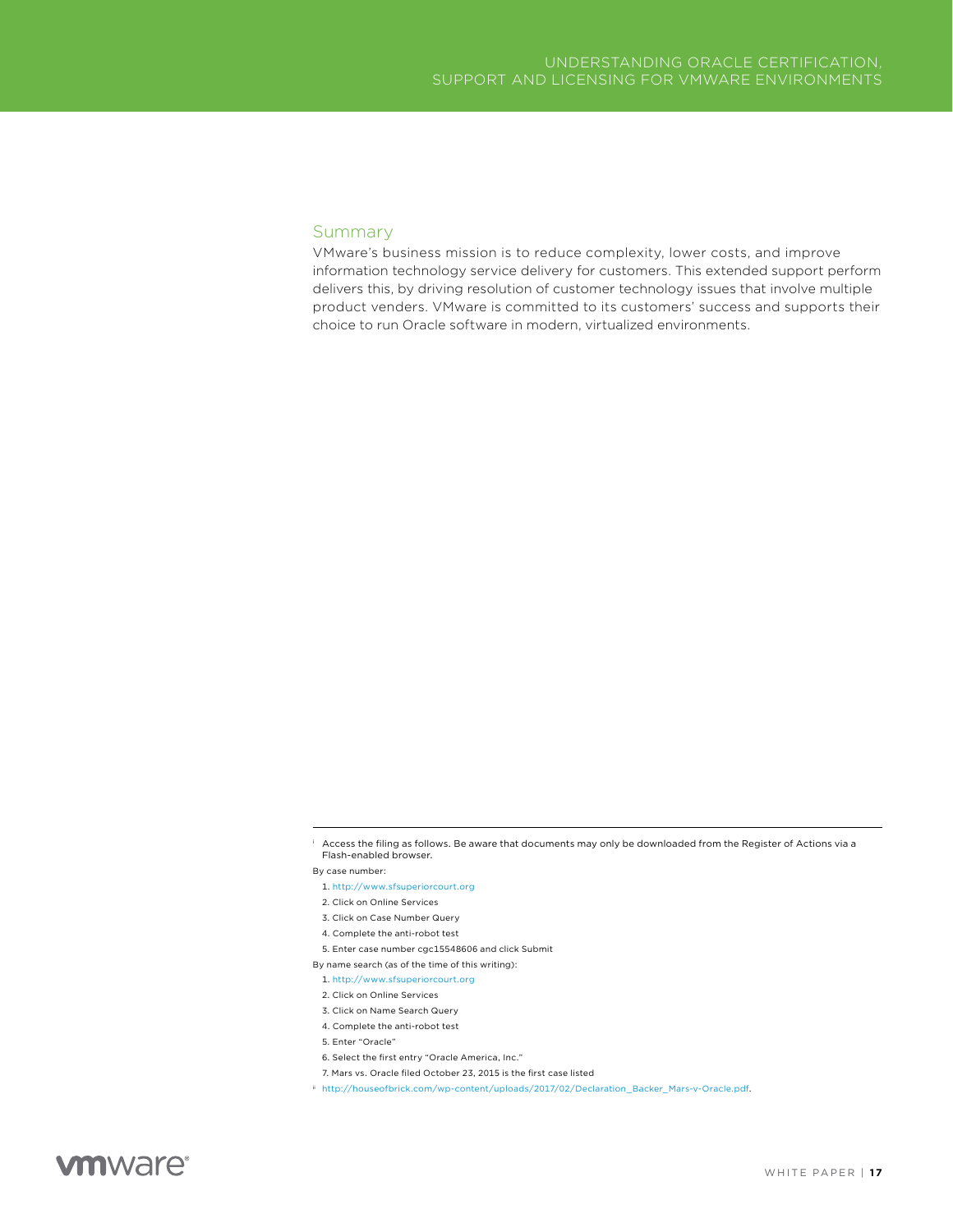## Summary

VMware's business mission is to reduce complexity, lower costs, and improve information technology service delivery for customers. This extended support perform delivers this, by driving resolution of customer technology issues that involve multiple product venders. VMware is committed to its customers' success and supports their choice to run Oracle software in modern, virtualized environments.

---

[i] Access the filing as follows. Be aware that documents may only be downloaded from the Register of Actions via a Flash-enabled browser.

By case number:

1. http://www.sfsuperiorcourt.org
2. Click on Online Services
3. Click on Case Number Query
4. Complete the anti-robot test
5. Enter case number cgc15548606 and click Submit

By name search (as of the time of this writing):

1. http://www.sfsuperiorcourt.org
2. Click on Online Services
3. Click on Name Search Query
4. Complete the anti-robot test
5. Enter "Oracle"
6. Select the first entry "Oracle America, Inc."
7. Mars vs. Oracle filed October 23, 2015 is the first case listed

[ii] http://houseofbrick.com/wp-content/uploads/2017/02/Declaration_Backer_Mars-v-Oracle.pdf.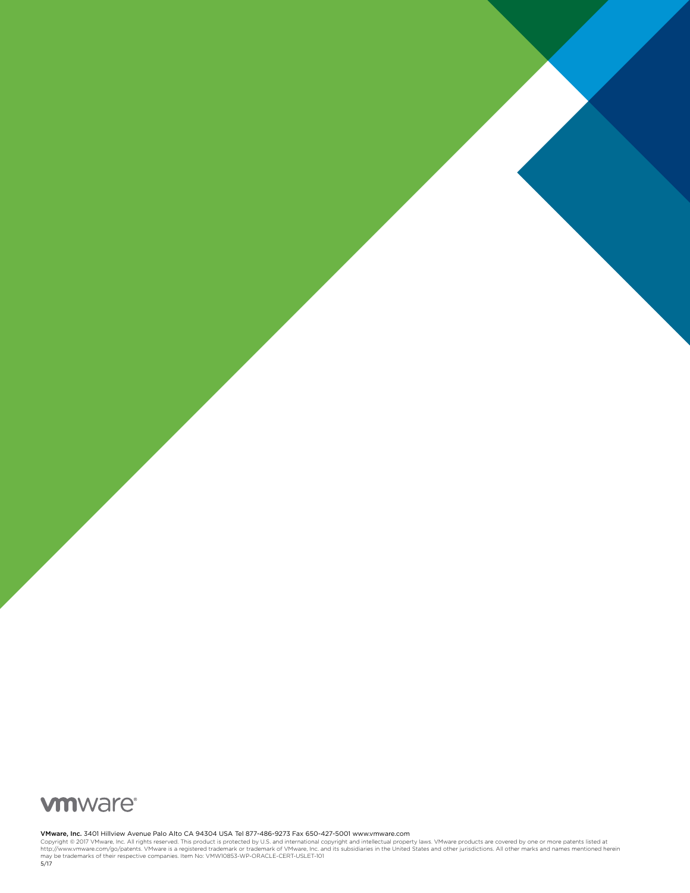vmware®

**VMware, Inc.** 3401 Hillview Avenue Palo Alto CA 94304 USA Tel 877-486-9273 Fax 650-427-5001 www.vmware.com
Copyright © 2017 VMware, Inc. All rights reserved. This product is protected by U.S. and international copyright and intellectual property laws. VMware products are covered by one or more patents listed at http://www.vmware.com/go/patents. VMware is a registered trademark or trademark of VMware, Inc. and its subsidiaries in the United States and other jurisdictions. All other marks and names mentioned herein may be trademarks of their respective companies. Item No: VMW10853-WP-ORACLE-CERT-USLET-101
5/17